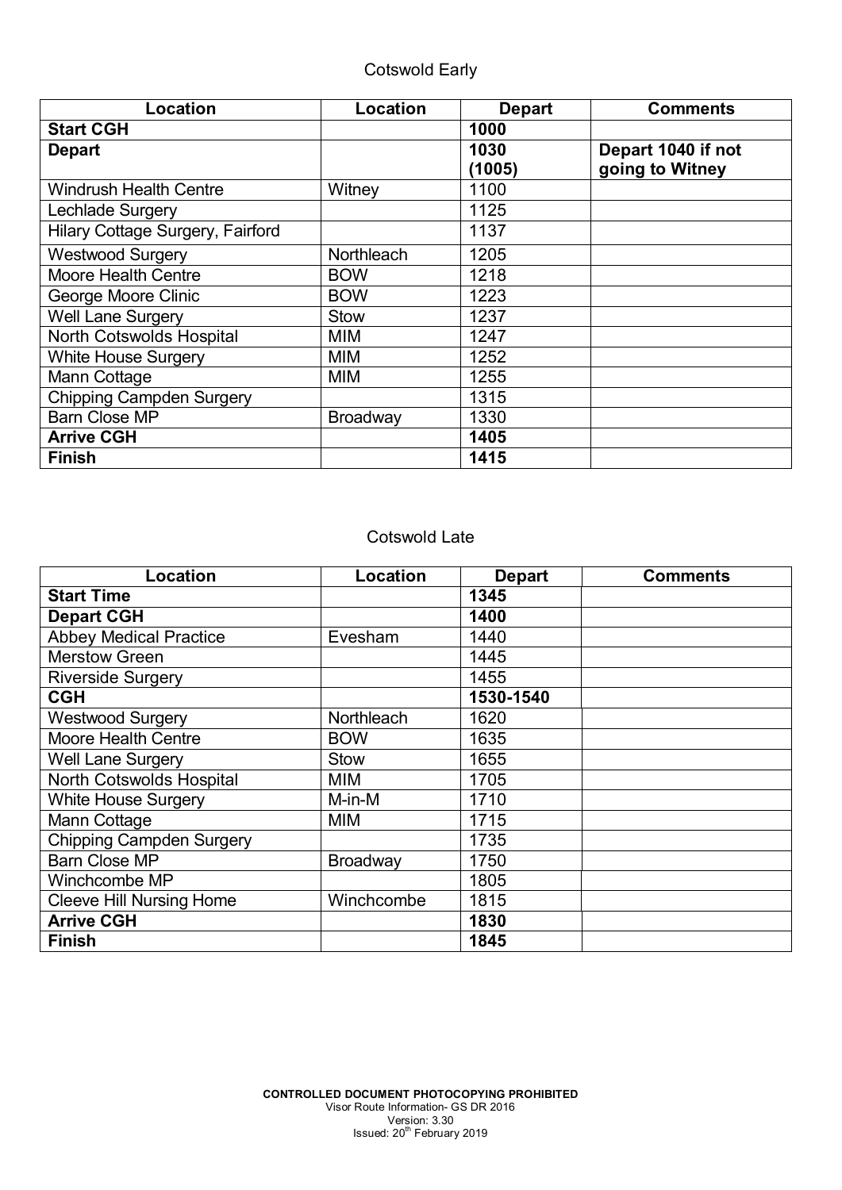## Cotswold Early

| Location | Location | Depart | Comments |
|---|---|---|---|
| **Start CGH** | | **1000** | |
| **Depart** | | **1030 (1005)** | **Depart 1040 if not going to Witney** |
| Windrush Health Centre | Witney | 1100 | |
| Lechlade Surgery | | 1125 | |
| Hilary Cottage Surgery, Fairford | | 1137 | |
| Westwood Surgery | Northleach | 1205 | |
| Moore Health Centre | BOW | 1218 | |
| George Moore Clinic | BOW | 1223 | |
| Well Lane Surgery | Stow | 1237 | |
| North Cotswolds Hospital | MIM | 1247 | |
| White House Surgery | MIM | 1252 | |
| Mann Cottage | MIM | 1255 | |
| Chipping Campden Surgery | | 1315 | |
| Barn Close MP | Broadway | 1330 | |
| **Arrive CGH** | | **1405** | |
| **Finish** | | **1415** | |

## Cotswold Late

| Location | Location | Depart | Comments |
|---|---|---|---|
| **Start Time** | | **1345** | |
| **Depart CGH** | | **1400** | |
| Abbey Medical Practice | Evesham | 1440 | |
| Merstow Green | | 1445 | |
| Riverside Surgery | | 1455 | |
| **CGH** | | **1530-1540** | |
| Westwood Surgery | Northleach | 1620 | |
| Moore Health Centre | BOW | 1635 | |
| Well Lane Surgery | Stow | 1655 | |
| North Cotswolds Hospital | MIM | 1705 | |
| White House Surgery | M-in-M | 1710 | |
| Mann Cottage | MIM | 1715 | |
| Chipping Campden Surgery | | 1735 | |
| Barn Close MP | Broadway | 1750 | |
| Winchcombe MP | | 1805 | |
| Cleeve Hill Nursing Home | Winchcombe | 1815 | |
| **Arrive CGH** | | **1830** | |
| **Finish** | | **1845** | |

**CONTROLLED DOCUMENT PHOTOCOPYING PROHIBITED**
Visor Route Information- GS DR 2016
Version: 3.30
Issued: 20th February 2019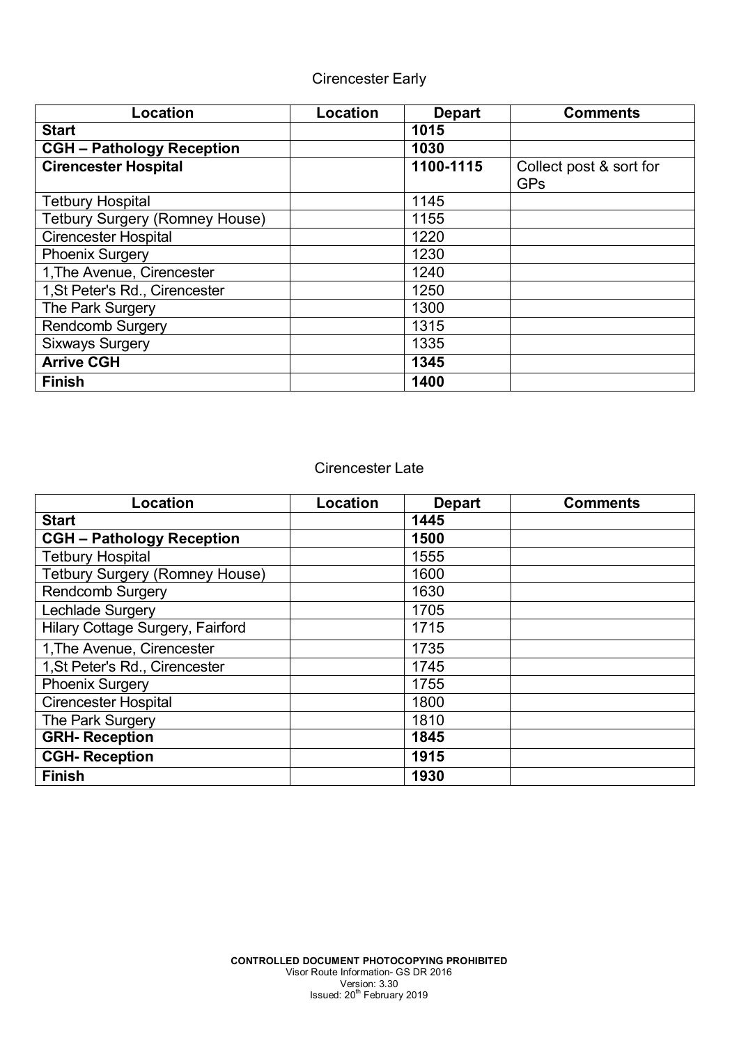## Cirencester Early

| Location | Location | Depart | Comments |
|---|---|---|---|
| **Start** | | **1015** | |
| **CGH – Pathology Reception** | | **1030** | |
| **Cirencester Hospital** | | **1100-1115** | Collect post & sort for GPs |
| Tetbury Hospital | | 1145 | |
| Tetbury Surgery (Romney House) | | 1155 | |
| Cirencester Hospital | | 1220 | |
| Phoenix Surgery | | 1230 | |
| 1,The Avenue, Cirencester | | 1240 | |
| 1,St Peter's Rd., Cirencester | | 1250 | |
| The Park Surgery | | 1300 | |
| Rendcomb Surgery | | 1315 | |
| Sixways Surgery | | 1335 | |
| **Arrive CGH** | | **1345** | |
| **Finish** | | **1400** | |

## Cirencester Late

| Location | Location | Depart | Comments |
|---|---|---|---|
| **Start** | | **1445** | |
| **CGH – Pathology Reception** | | **1500** | |
| Tetbury Hospital | | 1555 | |
| Tetbury Surgery (Romney House) | | 1600 | |
| Rendcomb Surgery | | 1630 | |
| Lechlade Surgery | | 1705 | |
| Hilary Cottage Surgery, Fairford | | 1715 | |
| 1,The Avenue, Cirencester | | 1735 | |
| 1,St Peter's Rd., Cirencester | | 1745 | |
| Phoenix Surgery | | 1755 | |
| Cirencester Hospital | | 1800 | |
| The Park Surgery | | 1810 | |
| **GRH- Reception** | | **1845** | |
| **CGH- Reception** | | **1915** | |
| **Finish** | | **1930** | |

**CONTROLLED DOCUMENT PHOTOCOPYING PROHIBITED**
Visor Route Information- GS DR 2016
Version: 3.30
Issued: 20th February 2019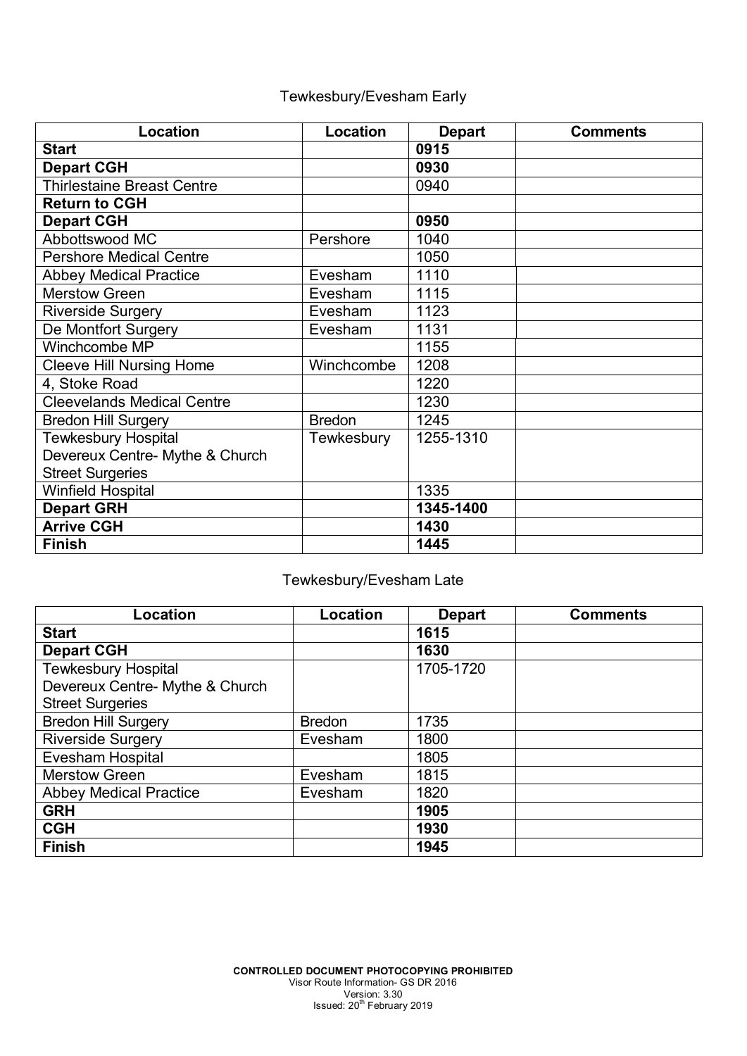## Tewkesbury/Evesham Early

| Location | Location | Depart | Comments |
|---|---|---|---|
| **Start** | | **0915** | |
| **Depart CGH** | | **0930** | |
| Thirlestaine Breast Centre | | 0940 | |
| **Return to CGH** | | | |
| **Depart CGH** | | **0950** | |
| Abbottswood MC | Pershore | 1040 | |
| Pershore Medical Centre | | 1050 | |
| Abbey Medical Practice | Evesham | 1110 | |
| Merstow Green | Evesham | 1115 | |
| Riverside Surgery | Evesham | 1123 | |
| De Montfort Surgery | Evesham | 1131 | |
| Winchcombe MP | | 1155 | |
| Cleeve Hill Nursing Home | Winchcombe | 1208 | |
| 4, Stoke Road | | 1220 | |
| Cleevelands Medical Centre | | 1230 | |
| Bredon Hill Surgery | Bredon | 1245 | |
| Tewkesbury Hospital Devereux Centre- Mythe & Church Street Surgeries | Tewkesbury | 1255-1310 | |
| Winfield Hospital | | 1335 | |
| **Depart GRH** | | **1345-1400** | |
| **Arrive CGH** | | **1430** | |
| **Finish** | | **1445** | |

## Tewkesbury/Evesham Late

| Location | Location | Depart | Comments |
|---|---|---|---|
| **Start** | | **1615** | |
| **Depart CGH** | | **1630** | |
| Tewkesbury Hospital Devereux Centre- Mythe & Church Street Surgeries | | 1705-1720 | |
| Bredon Hill Surgery | Bredon | 1735 | |
| Riverside Surgery | Evesham | 1800 | |
| Evesham Hospital | | 1805 | |
| Merstow Green | Evesham | 1815 | |
| Abbey Medical Practice | Evesham | 1820 | |
| **GRH** | | **1905** | |
| **CGH** | | **1930** | |
| **Finish** | | **1945** | |

**CONTROLLED DOCUMENT PHOTOCOPYING PROHIBITED**
Visor Route Information- GS DR 2016
Version: 3.30
Issued: 20th February 2019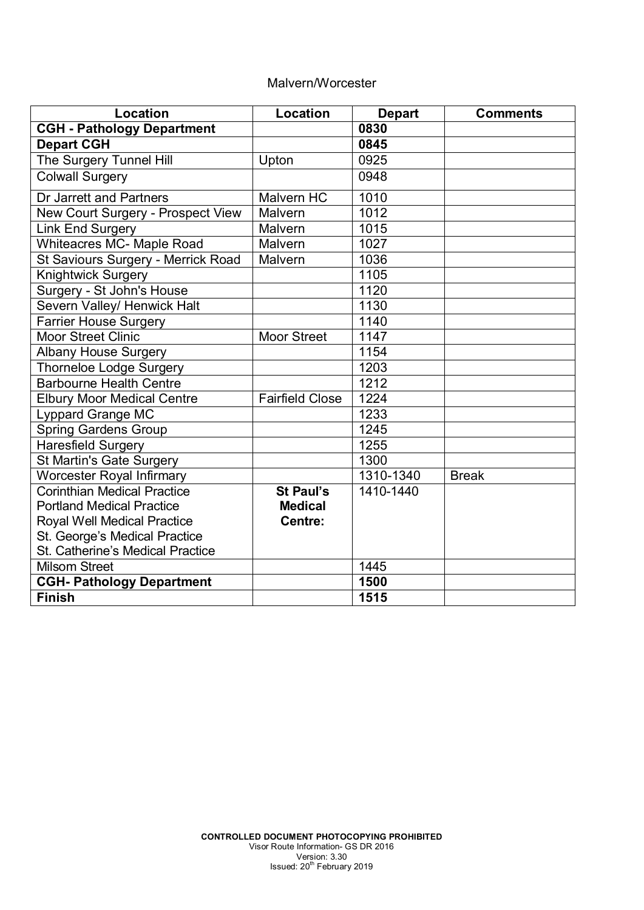Malvern/Worcester

| Location | Location | Depart | Comments |
|---|---|---|---|
| **CGH - Pathology Department** | | **0830** | |
| **Depart CGH** | | **0845** | |
| The Surgery Tunnel Hill | Upton | 0925 | |
| Colwall Surgery | | 0948 | |
| Dr Jarrett and Partners | Malvern HC | 1010 | |
| New Court Surgery - Prospect View | Malvern | 1012 | |
| Link End Surgery | Malvern | 1015 | |
| Whiteacres MC- Maple Road | Malvern | 1027 | |
| St Saviours Surgery - Merrick Road | Malvern | 1036 | |
| Knightwick Surgery | | 1105 | |
| Surgery - St John's House | | 1120 | |
| Severn Valley/ Henwick Halt | | 1130 | |
| Farrier House Surgery | | 1140 | |
| Moor Street Clinic | Moor Street | 1147 | |
| Albany House Surgery | | 1154 | |
| Thorneloe Lodge Surgery | | 1203 | |
| Barbourne Health Centre | | 1212 | |
| Elbury Moor Medical Centre | Fairfield Close | 1224 | |
| Lyppard Grange MC | | 1233 | |
| Spring Gardens Group | | 1245 | |
| Haresfield Surgery | | 1255 | |
| St Martin's Gate Surgery | | 1300 | |
| Worcester Royal Infirmary | | 1310-1340 | Break |
| Corinthian Medical Practice<br>Portland Medical Practice<br>Royal Well Medical Practice<br>St. George's Medical Practice<br>St. Catherine's Medical Practice | **St Paul's Medical Centre:** | 1410-1440 | |
| Milsom Street | | 1445 | |
| **CGH- Pathology Department** | | **1500** | |
| **Finish** | | **1515** | |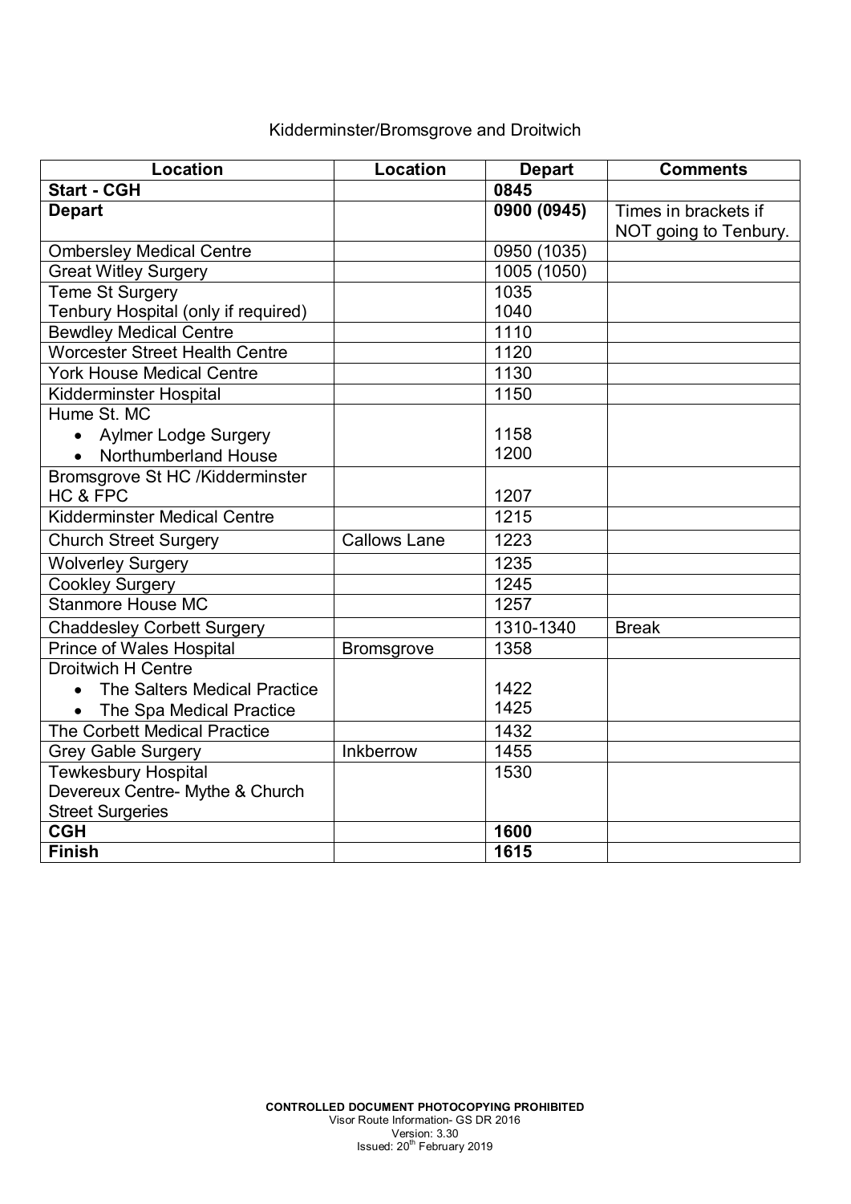Kidderminster/Bromsgrove and Droitwich

| Location | Location | Depart | Comments |
| --- | --- | --- | --- |
| **Start - CGH** | | **0845** | |
| **Depart** | | **0900 (0945)** | Times in brackets if NOT going to Tenbury. |
| Ombersley Medical Centre | | 0950 (1035) | |
| Great Witley Surgery | | 1005 (1050) | |
| Teme St Surgery<br>Tenbury Hospital (only if required) | | 1035<br>1040 | |
| Bewdley Medical Centre | | 1110 | |
| Worcester Street Health Centre | | 1120 | |
| York House Medical Centre | | 1130 | |
| Kidderminster Hospital | | 1150 | |
| Hume St. MC<br>• Aylmer Lodge Surgery<br>• Northumberland House | | <br>1158<br>1200 | |
| Bromsgrove St HC /Kidderminster HC & FPC | | 1207 | |
| Kidderminster Medical Centre | | 1215 | |
| Church Street Surgery | Callows Lane | 1223 | |
| Wolverley Surgery | | 1235 | |
| Cookley Surgery | | 1245 | |
| Stanmore House MC | | 1257 | |
| Chaddesley Corbett Surgery | | 1310-1340 | Break |
| Prince of Wales Hospital | Bromsgrove | 1358 | |
| Droitwich H Centre<br>• The Salters Medical Practice<br>• The Spa Medical Practice | | <br>1422<br>1425 | |
| The Corbett Medical Practice | | 1432 | |
| Grey Gable Surgery | Inkberrow | 1455 | |
| Tewkesbury Hospital<br>Devereux Centre- Mythe & Church Street Surgeries | | 1530 | |
| **CGH** | | **1600** | |
| **Finish** | | **1615** | |

**CONTROLLED DOCUMENT PHOTOCOPYING PROHIBITED**
Visor Route Information- GS DR 2016
Version: 3.30
Issued: 20th February 2019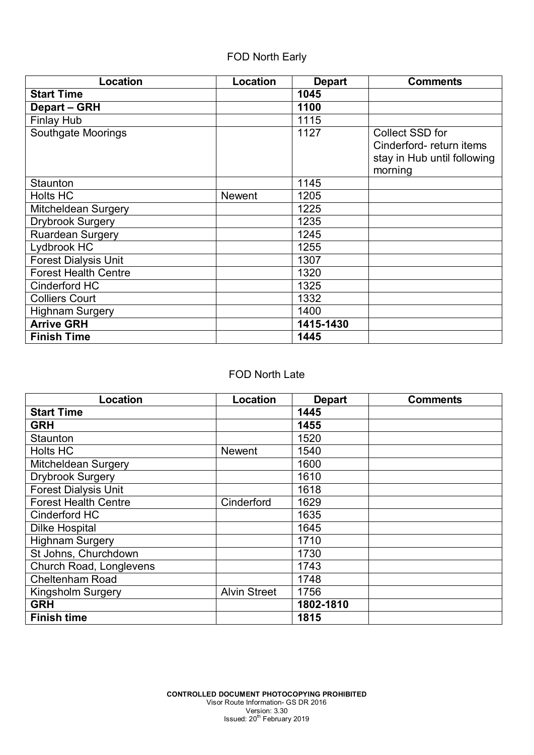FOD North Early

| Location | Location | Depart | Comments |
|---|---|---|---|
| **Start Time** | | **1045** | |
| **Depart – GRH** | | **1100** | |
| Finlay Hub | | 1115 | |
| Southgate Moorings | | 1127 | Collect SSD for Cinderford- return items stay in Hub until following morning |
| Staunton | | 1145 | |
| Holts HC | Newent | 1205 | |
| Mitcheldean Surgery | | 1225 | |
| Drybrook Surgery | | 1235 | |
| Ruardean Surgery | | 1245 | |
| Lydbrook HC | | 1255 | |
| Forest Dialysis Unit | | 1307 | |
| Forest Health Centre | | 1320 | |
| Cinderford HC | | 1325 | |
| Colliers Court | | 1332 | |
| Highnam Surgery | | 1400 | |
| **Arrive GRH** | | **1415-1430** | |
| **Finish Time** | | **1445** | |

FOD North Late

| Location | Location | Depart | Comments |
|---|---|---|---|
| **Start Time** | | **1445** | |
| **GRH** | | **1455** | |
| Staunton | | 1520 | |
| Holts HC | Newent | 1540 | |
| Mitcheldean Surgery | | 1600 | |
| Drybrook Surgery | | 1610 | |
| Forest Dialysis Unit | | 1618 | |
| Forest Health Centre | Cinderford | 1629 | |
| Cinderford HC | | 1635 | |
| Dilke Hospital | | 1645 | |
| Highnam Surgery | | 1710 | |
| St Johns, Churchdown | | 1730 | |
| Church Road, Longlevens | | 1743 | |
| Cheltenham Road | | 1748 | |
| Kingsholm Surgery | Alvin Street | 1756 | |
| **GRH** | | **1802-1810** | |
| **Finish time** | | **1815** | |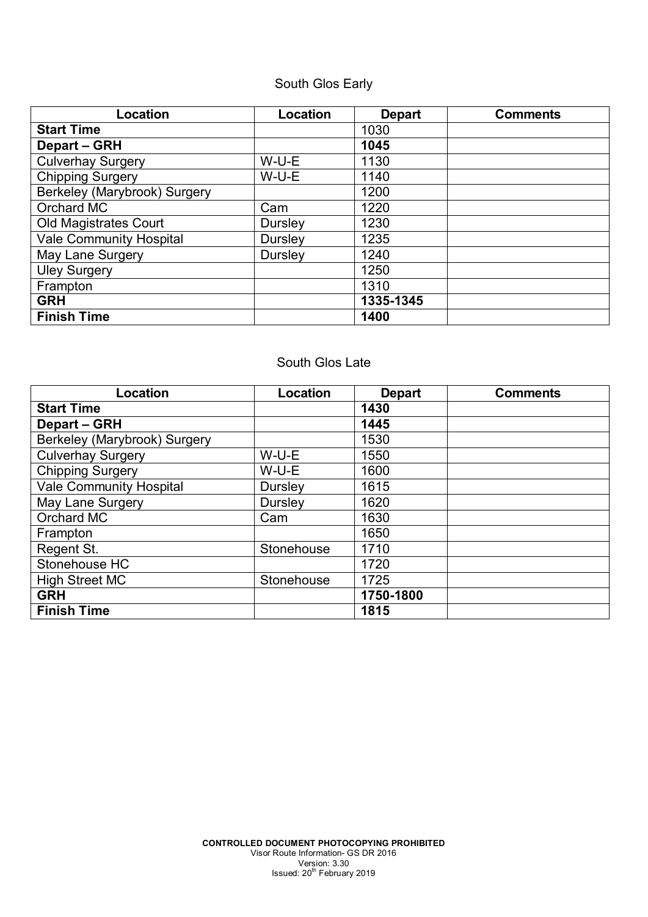## South Glos Early

| Location | Location | Depart | Comments |
|---|---|---|---|
| **Start Time** | | 1030 | |
| **Depart – GRH** | | **1045** | |
| Culverhay Surgery | W-U-E | 1130 | |
| Chipping Surgery | W-U-E | 1140 | |
| Berkeley (Marybrook) Surgery | | 1200 | |
| Orchard MC | Cam | 1220 | |
| Old Magistrates Court | Dursley | 1230 | |
| Vale Community Hospital | Dursley | 1235 | |
| May Lane Surgery | Dursley | 1240 | |
| Uley Surgery | | 1250 | |
| Frampton | | 1310 | |
| **GRH** | | **1335-1345** | |
| **Finish Time** | | **1400** | |

## South Glos Late

| Location | Location | Depart | Comments |
|---|---|---|---|
| **Start Time** | | **1430** | |
| **Depart – GRH** | | **1445** | |
| Berkeley (Marybrook) Surgery | | 1530 | |
| Culverhay Surgery | W-U-E | 1550 | |
| Chipping Surgery | W-U-E | 1600 | |
| Vale Community Hospital | Dursley | 1615 | |
| May Lane Surgery | Dursley | 1620 | |
| Orchard MC | Cam | 1630 | |
| Frampton | | 1650 | |
| Regent St. | Stonehouse | 1710 | |
| Stonehouse HC | | 1720 | |
| High Street MC | Stonehouse | 1725 | |
| **GRH** | | **1750-1800** | |
| **Finish Time** | | **1815** | |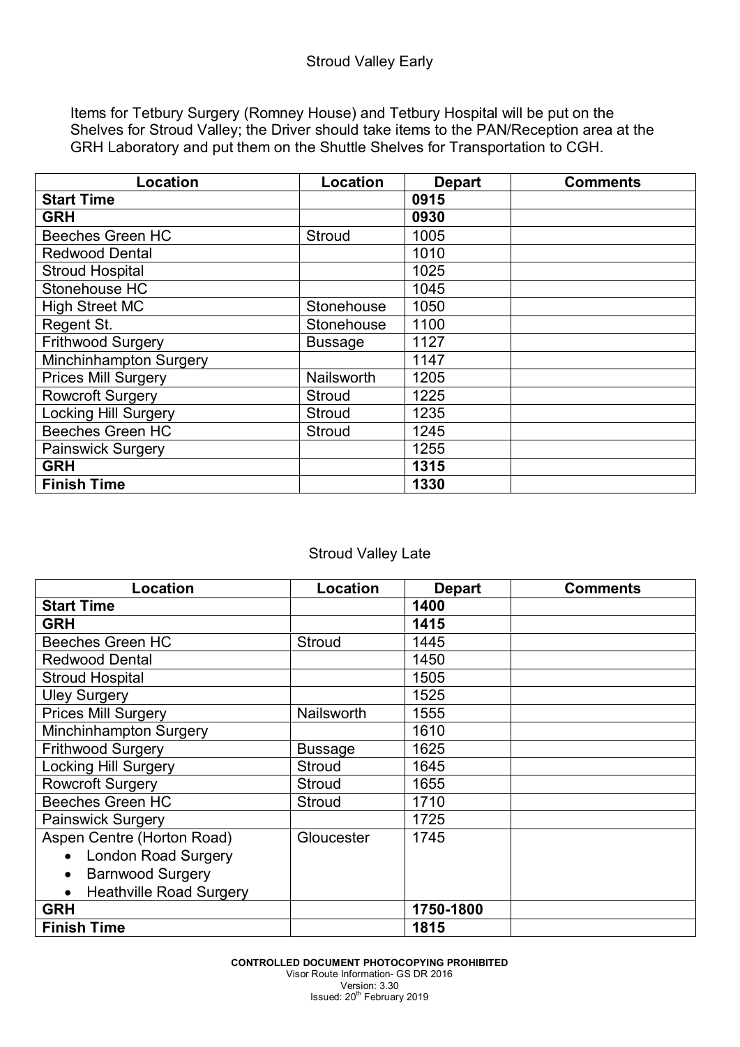## Stroud Valley Early

Items for Tetbury Surgery (Romney House) and Tetbury Hospital will be put on the Shelves for Stroud Valley; the Driver should take items to the PAN/Reception area at the GRH Laboratory and put them on the Shuttle Shelves for Transportation to CGH.

| Location | Location | Depart | Comments |
|---|---|---|---|
| **Start Time** | | **0915** | |
| **GRH** | | **0930** | |
| Beeches Green HC | Stroud | 1005 | |
| Redwood Dental | | 1010 | |
| Stroud Hospital | | 1025 | |
| Stonehouse HC | | 1045 | |
| High Street MC | Stonehouse | 1050 | |
| Regent St. | Stonehouse | 1100 | |
| Frithwood Surgery | Bussage | 1127 | |
| Minchinhampton Surgery | | 1147 | |
| Prices Mill Surgery | Nailsworth | 1205 | |
| Rowcroft Surgery | Stroud | 1225 | |
| Locking Hill Surgery | Stroud | 1235 | |
| Beeches Green HC | Stroud | 1245 | |
| Painswick Surgery | | 1255 | |
| **GRH** | | **1315** | |
| **Finish Time** | | **1330** | |

## Stroud Valley Late

| Location | Location | Depart | Comments |
|---|---|---|---|
| **Start Time** | | **1400** | |
| **GRH** | | **1415** | |
| Beeches Green HC | Stroud | 1445 | |
| Redwood Dental | | 1450 | |
| Stroud Hospital | | 1505 | |
| Uley Surgery | | 1525 | |
| Prices Mill Surgery | Nailsworth | 1555 | |
| Minchinhampton Surgery | | 1610 | |
| Frithwood Surgery | Bussage | 1625 | |
| Locking Hill Surgery | Stroud | 1645 | |
| Rowcroft Surgery | Stroud | 1655 | |
| Beeches Green HC | Stroud | 1710 | |
| Painswick Surgery | | 1725 | |
| Aspen Centre (Horton Road)<br>• London Road Surgery<br>• Barnwood Surgery<br>• Heathville Road Surgery | Gloucester | 1745 | |
| **GRH** | | **1750-1800** | |
| **Finish Time** | | **1815** | |

**CONTROLLED DOCUMENT PHOTOCOPYING PROHIBITED**
Visor Route Information- GS DR 2016
Version: 3.30
Issued: 20th February 2019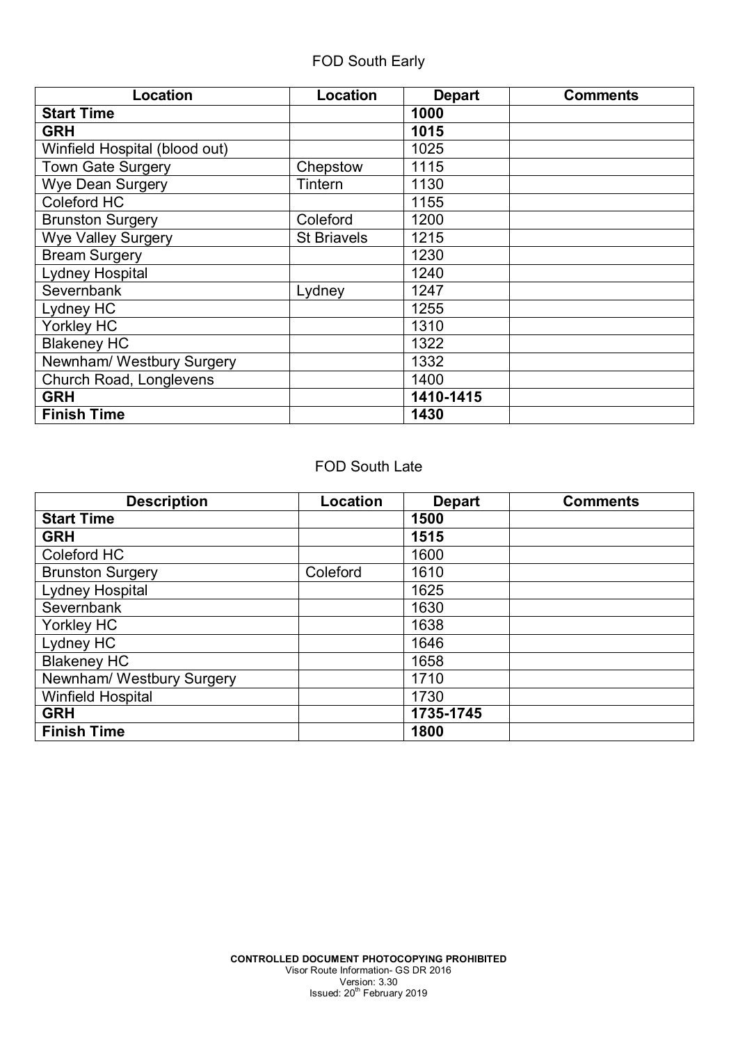## FOD South Early

| Location | Location | Depart | Comments |
|---|---|---|---|
| **Start Time** | | **1000** | |
| **GRH** | | **1015** | |
| Winfield Hospital (blood out) | | 1025 | |
| Town Gate Surgery | Chepstow | 1115 | |
| Wye Dean Surgery | Tintern | 1130 | |
| Coleford HC | | 1155 | |
| Brunston Surgery | Coleford | 1200 | |
| Wye Valley Surgery | St Briavels | 1215 | |
| Bream Surgery | | 1230 | |
| Lydney Hospital | | 1240 | |
| Severnbank | Lydney | 1247 | |
| Lydney HC | | 1255 | |
| Yorkley HC | | 1310 | |
| Blakeney HC | | 1322 | |
| Newnham/ Westbury Surgery | | 1332 | |
| Church Road, Longlevens | | 1400 | |
| **GRH** | | **1410-1415** | |
| **Finish Time** | | **1430** | |

## FOD South Late

| Description | Location | Depart | Comments |
|---|---|---|---|
| **Start Time** | | **1500** | |
| **GRH** | | **1515** | |
| Coleford HC | | 1600 | |
| Brunston Surgery | Coleford | 1610 | |
| Lydney Hospital | | 1625 | |
| Severnbank | | 1630 | |
| Yorkley HC | | 1638 | |
| Lydney HC | | 1646 | |
| Blakeney HC | | 1658 | |
| Newnham/ Westbury Surgery | | 1710 | |
| Winfield Hospital | | 1730 | |
| **GRH** | | **1735-1745** | |
| **Finish Time** | | **1800** | |

**CONTROLLED DOCUMENT PHOTOCOPYING PROHIBITED**
Visor Route Information- GS DR 2016
Version: 3.30
Issued: 20th February 2019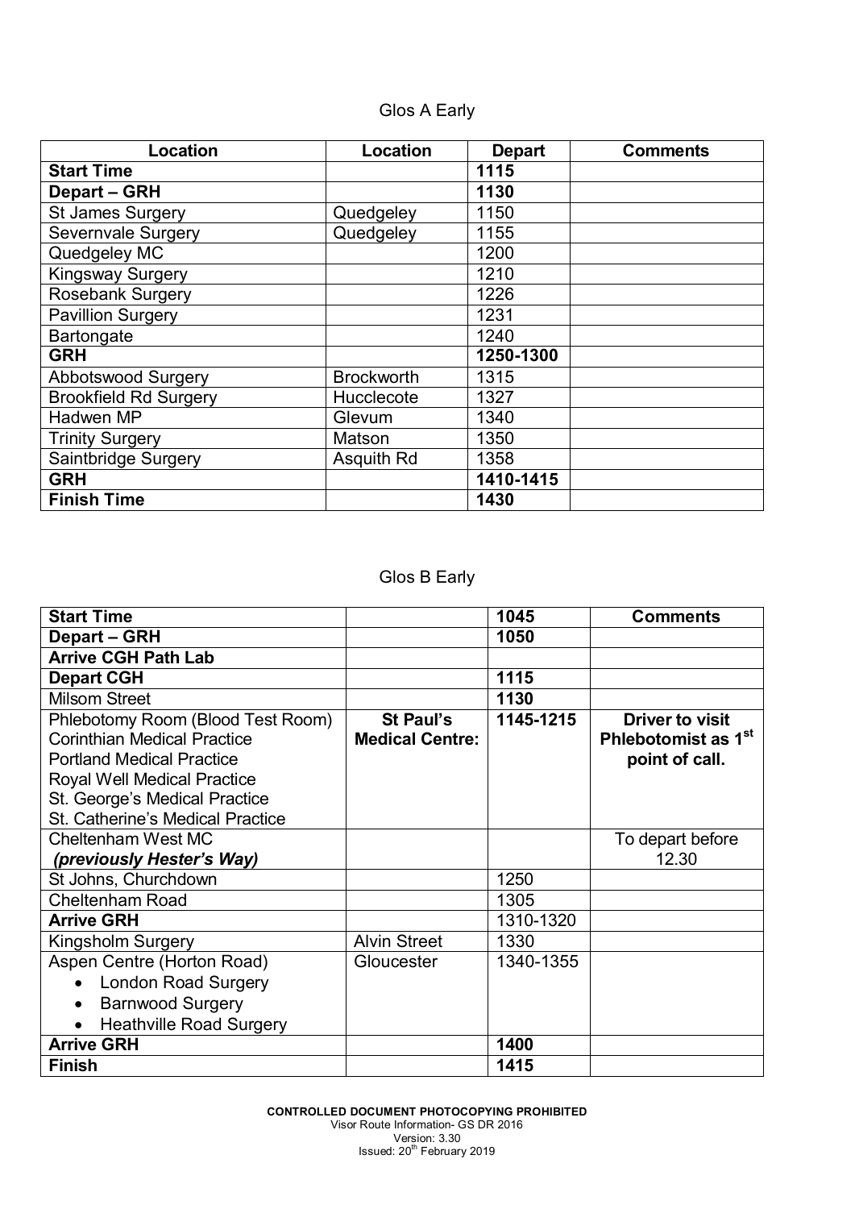Glos A Early

| Location | Location | Depart | Comments |
|---|---|---|---|
| **Start Time** | | **1115** | |
| **Depart – GRH** | | **1130** | |
| St James Surgery | Quedgeley | 1150 | |
| Severnvale Surgery | Quedgeley | 1155 | |
| Quedgeley MC | | 1200 | |
| Kingsway Surgery | | 1210 | |
| Rosebank Surgery | | 1226 | |
| Pavillion Surgery | | 1231 | |
| Bartongate | | 1240 | |
| **GRH** | | **1250-1300** | |
| Abbotswood Surgery | Brockworth | 1315 | |
| Brookfield Rd Surgery | Hucclecote | 1327 | |
| Hadwen MP | Glevum | 1340 | |
| Trinity Surgery | Matson | 1350 | |
| Saintbridge Surgery | Asquith Rd | 1358 | |
| **GRH** | | **1410-1415** | |
| **Finish Time** | | **1430** | |

Glos B Early

| **Start Time** | | **1045** | **Comments** |
|---|---|---|---|
| **Depart – GRH** | | **1050** | |
| **Arrive CGH Path Lab** | | | |
| **Depart CGH** | | **1115** | |
| Milsom Street | | **1130** | |
| Phlebotomy Room (Blood Test Room)<br>Corinthian Medical Practice<br>Portland Medical Practice<br>Royal Well Medical Practice<br>St. George's Medical Practice<br>St. Catherine's Medical Practice | **St Paul's Medical Centre:** | **1145-1215** | **Driver to visit Phlebotomist as 1st point of call.** |
| Cheltenham West MC<br>***(previously Hester's Way)*** | | | To depart before 12.30 |
| St Johns, Churchdown | | 1250 | |
| Cheltenham Road | | 1305 | |
| **Arrive GRH** | | 1310-1320 | |
| Kingsholm Surgery | Alvin Street | 1330 | |
| Aspen Centre (Horton Road)<br>• London Road Surgery<br>• Barnwood Surgery<br>• Heathville Road Surgery | Gloucester | 1340-1355 | |
| **Arrive GRH** | | **1400** | |
| **Finish** | | **1415** | |

**CONTROLLED DOCUMENT PHOTOCOPYING PROHIBITED**
Visor Route Information- GS DR 2016
Version: 3.30
Issued: 20th February 2019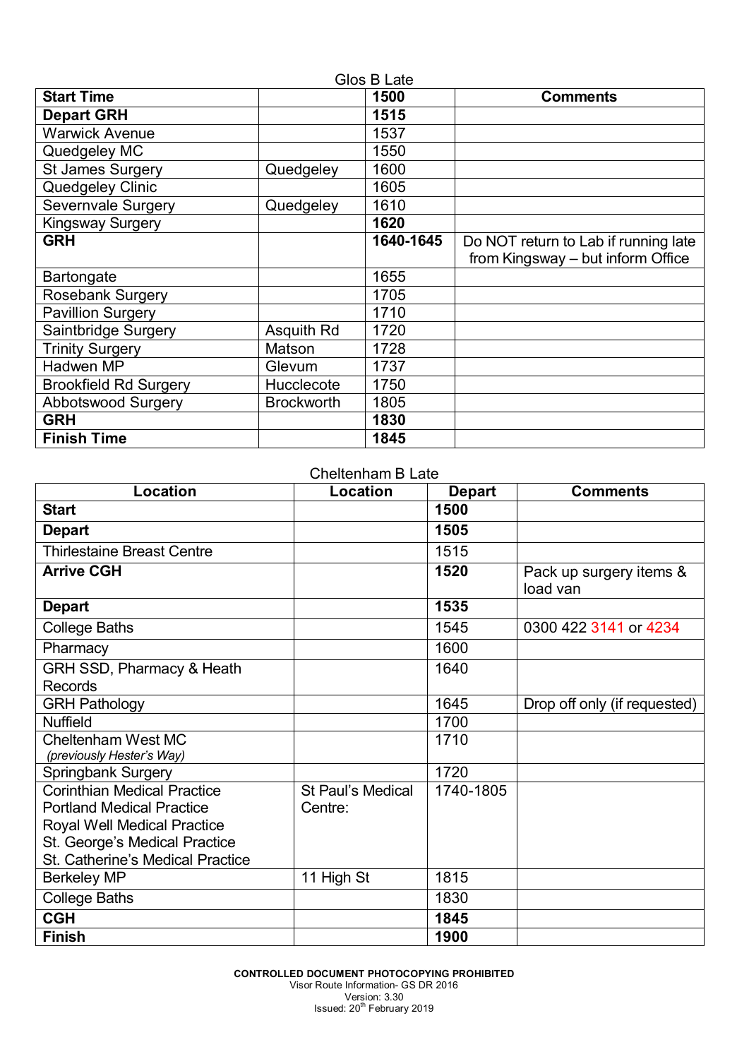Glos B Late

| **Start Time** | | **1500** | **Comments** |
|---|---|---|---|
| **Depart GRH** | | **1515** | |
| Warwick Avenue | | 1537 | |
| Quedgeley MC | | 1550 | |
| St James Surgery | Quedgeley | 1600 | |
| Quedgeley Clinic | | 1605 | |
| Severnvale Surgery | Quedgeley | 1610 | |
| Kingsway Surgery | | **1620** | |
| **GRH** | | **1640-1645** | Do NOT return to Lab if running late from Kingsway – but inform Office |
| Bartongate | | 1655 | |
| Rosebank Surgery | | 1705 | |
| Pavillion Surgery | | 1710 | |
| Saintbridge Surgery | Asquith Rd | 1720 | |
| Trinity Surgery | Matson | 1728 | |
| Hadwen MP | Glevum | 1737 | |
| Brookfield Rd Surgery | Hucclecote | 1750 | |
| Abbotswood Surgery | Brockworth | 1805 | |
| **GRH** | | **1830** | |
| **Finish Time** | | **1845** | |

Cheltenham B Late

| **Location** | **Location** | **Depart** | **Comments** |
|---|---|---|---|
| **Start** | | **1500** | |
| **Depart** | | **1505** | |
| Thirlestaine Breast Centre | | 1515 | |
| **Arrive CGH** | | **1520** | Pack up surgery items & load van |
| **Depart** | | **1535** | |
| College Baths | | 1545 | 0300 422 3141 or 4234 |
| Pharmacy | | 1600 | |
| GRH SSD, Pharmacy & Heath Records | | 1640 | |
| GRH Pathology | | 1645 | Drop off only (if requested) |
| Nuffield | | 1700 | |
| Cheltenham West MC *(previously Hester's Way)* | | 1710 | |
| Springbank Surgery | | 1720 | |
| Corinthian Medical Practice<br>Portland Medical Practice<br>Royal Well Medical Practice<br>St. George's Medical Practice<br>St. Catherine's Medical Practice | St Paul's Medical Centre: | 1740-1805 | |
| Berkeley MP | 11 High St | 1815 | |
| College Baths | | 1830 | |
| **CGH** | | **1845** | |
| **Finish** | | **1900** | |

**CONTROLLED DOCUMENT PHOTOCOPYING PROHIBITED**
Visor Route Information- GS DR 2016
Version: 3.30
Issued: 20th February 2019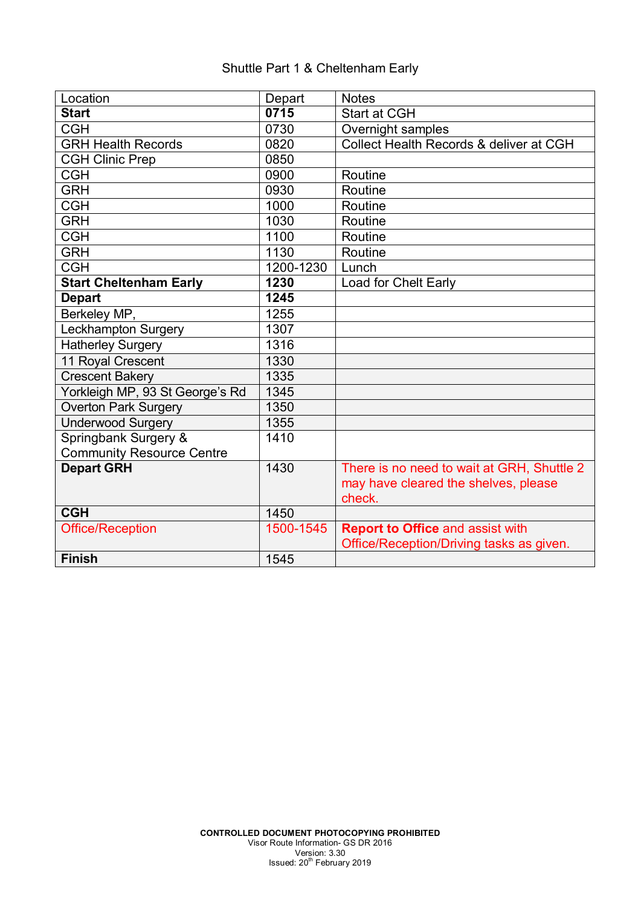Shuttle Part 1 & Cheltenham Early

| Location | Depart | Notes |
|---|---|---|
| **Start** | **0715** | Start at CGH |
| CGH | 0730 | Overnight samples |
| GRH Health Records | 0820 | Collect Health Records & deliver at CGH |
| CGH Clinic Prep | 0850 | |
| CGH | 0900 | Routine |
| GRH | 0930 | Routine |
| CGH | 1000 | Routine |
| GRH | 1030 | Routine |
| CGH | 1100 | Routine |
| GRH | 1130 | Routine |
| CGH | 1200-1230 | Lunch |
| **Start Cheltenham Early** | **1230** | Load for Chelt Early |
| **Depart** | **1245** | |
| Berkeley MP, | 1255 | |
| Leckhampton Surgery | 1307 | |
| Hatherley Surgery | 1316 | |
| 11 Royal Crescent | 1330 | |
| Crescent Bakery | 1335 | |
| Yorkleigh MP, 93 St George's Rd | 1345 | |
| Overton Park Surgery | 1350 | |
| Underwood Surgery | 1355 | |
| Springbank Surgery & Community Resource Centre | 1410 | |
| **Depart GRH** | 1430 | There is no need to wait at GRH, Shuttle 2 may have cleared the shelves, please check. |
| **CGH** | 1450 | |
| Office/Reception | 1500-1545 | **Report to Office** and assist with Office/Reception/Driving tasks as given. |
| **Finish** | 1545 | |

**CONTROLLED DOCUMENT PHOTOCOPYING PROHIBITED**
Visor Route Information- GS DR 2016
Version: 3.30
Issued: 20th February 2019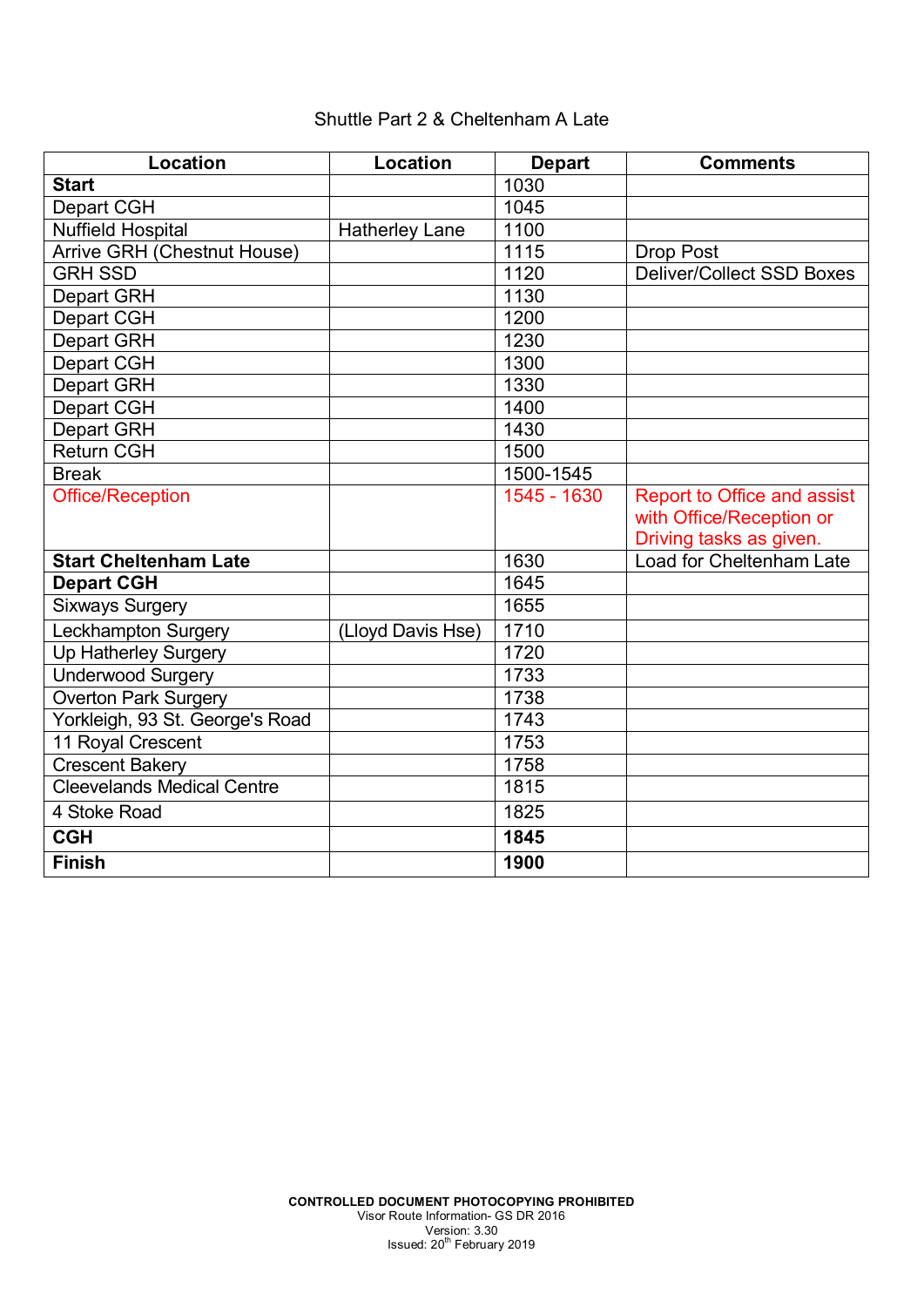Shuttle Part 2 & Cheltenham A Late

| Location | Location | Depart | Comments |
|---|---|---|---|
| **Start** | | 1030 | |
| Depart CGH | | 1045 | |
| Nuffield Hospital | Hatherley Lane | 1100 | |
| Arrive GRH (Chestnut House) | | 1115 | Drop Post |
| GRH SSD | | 1120 | Deliver/Collect SSD Boxes |
| Depart GRH | | 1130 | |
| Depart CGH | | 1200 | |
| Depart GRH | | 1230 | |
| Depart CGH | | 1300 | |
| Depart GRH | | 1330 | |
| Depart CGH | | 1400 | |
| Depart GRH | | 1430 | |
| Return CGH | | 1500 | |
| Break | | 1500-1545 | |
| Office/Reception | | 1545 - 1630 | Report to Office and assist with Office/Reception or Driving tasks as given. |
| **Start Cheltenham Late** | | 1630 | Load for Cheltenham Late |
| **Depart CGH** | | 1645 | |
| Sixways Surgery | | 1655 | |
| Leckhampton Surgery | (Lloyd Davis Hse) | 1710 | |
| Up Hatherley Surgery | | 1720 | |
| Underwood Surgery | | 1733 | |
| Overton Park Surgery | | 1738 | |
| Yorkleigh, 93 St. George's Road | | 1743 | |
| 11 Royal Crescent | | 1753 | |
| Crescent Bakery | | 1758 | |
| Cleevelands Medical Centre | | 1815 | |
| 4 Stoke Road | | 1825 | |
| **CGH** | | **1845** | |
| **Finish** | | **1900** | |

**CONTROLLED DOCUMENT PHOTOCOPYING PROHIBITED**
Visor Route Information- GS DR 2016
Version: 3.30
Issued: 20th February 2019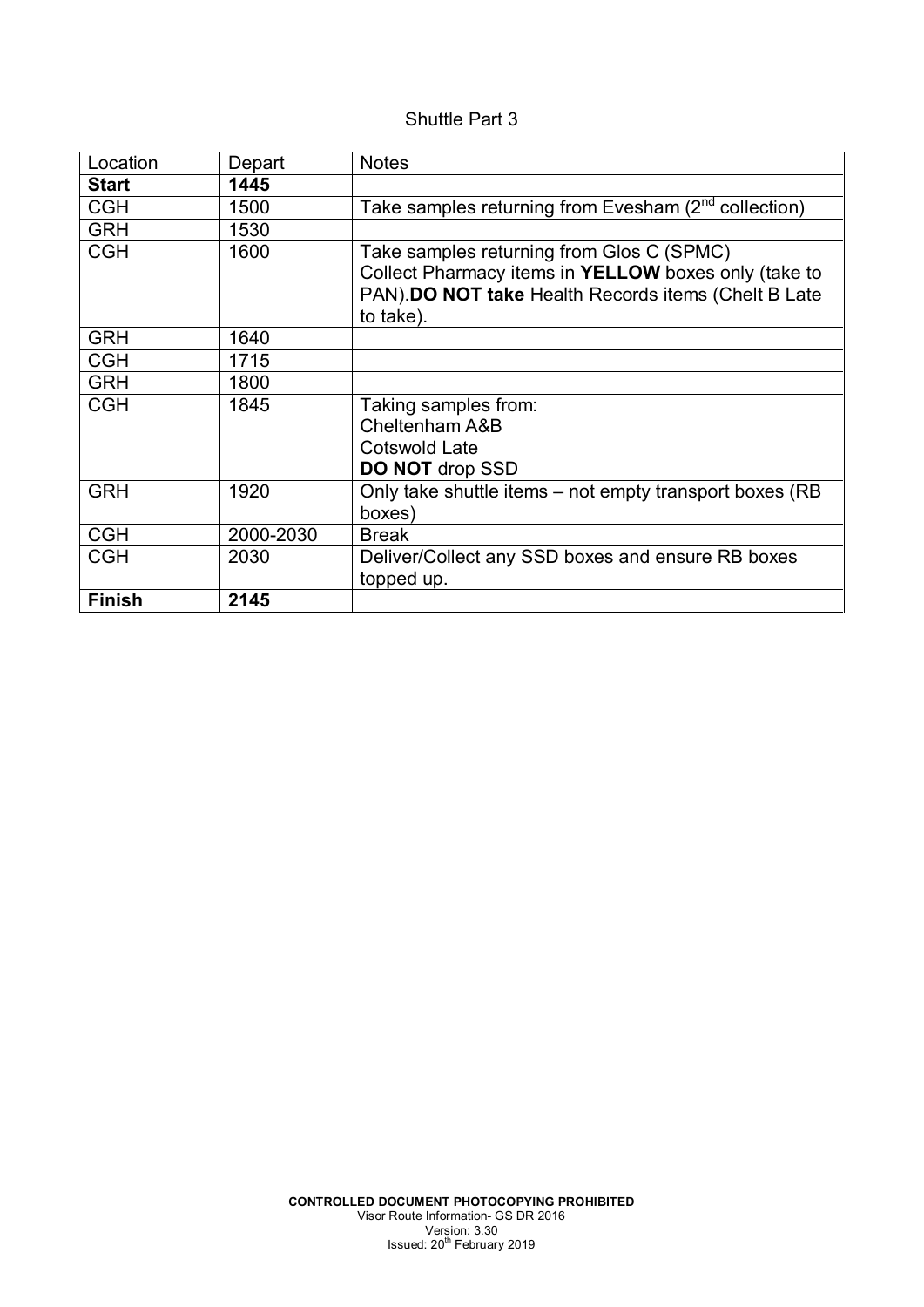Shuttle Part 3

| Location | Depart | Notes |
|---|---|---|
| **Start** | **1445** | |
| CGH | 1500 | Take samples returning from Evesham (2nd collection) |
| GRH | 1530 | |
| CGH | 1600 | Take samples returning from Glos C (SPMC) Collect Pharmacy items in **YELLOW** boxes only (take to PAN).**DO NOT take** Health Records items (Chelt B Late to take). |
| GRH | 1640 | |
| CGH | 1715 | |
| GRH | 1800 | |
| CGH | 1845 | Taking samples from: Cheltenham A&B Cotswold Late **DO NOT** drop SSD |
| GRH | 1920 | Only take shuttle items – not empty transport boxes (RB boxes) |
| CGH | 2000-2030 | Break |
| CGH | 2030 | Deliver/Collect any SSD boxes and ensure RB boxes topped up. |
| **Finish** | **2145** | |

**CONTROLLED DOCUMENT PHOTOCOPYING PROHIBITED**
Visor Route Information- GS DR 2016
Version: 3.30
Issued: 20th February 2019